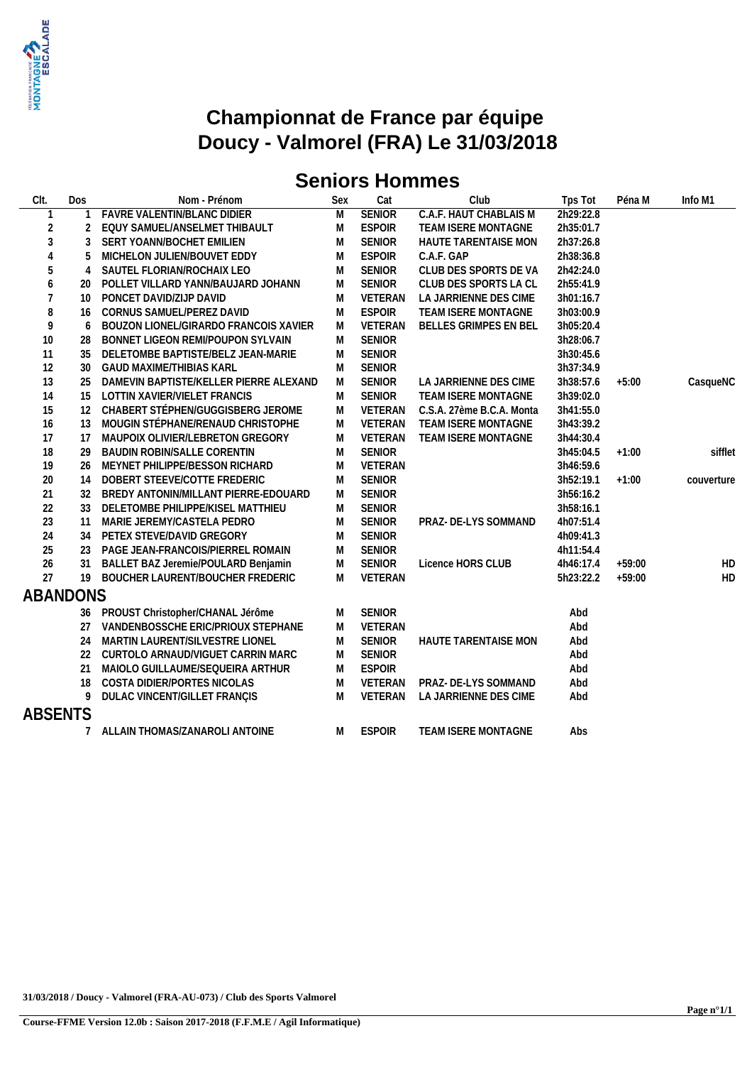# Championnat de France par équipe
# Doucy - Valmorel (FRA) Le 31/03/2018

## Seniors Hommes

| Clt. | Dos | Nom - Prénom | Sex | Cat | Club | Tps Tot | Péna M | Info M1 |
|---|---|---|---|---|---|---|---|---|
| 1 | 1 | FAVRE VALENTIN/BLANC DIDIER | M | SENIOR | C.A.F. HAUT CHABLAIS M | 2h29:22.8 | | |
| 2 | 2 | EQUY SAMUEL/ANSELMET THIBAULT | M | ESPOIR | TEAM ISERE MONTAGNE | 2h35:01.7 | | |
| 3 | 3 | SERT YOANN/BOCHET EMILIEN | M | SENIOR | HAUTE TARENTAISE MON | 2h37:26.8 | | |
| 4 | 5 | MICHELON JULIEN/BOUVET EDDY | M | ESPOIR | C.A.F. GAP | 2h38:36.8 | | |
| 5 | 4 | SAUTEL FLORIAN/ROCHAIX LEO | M | SENIOR | CLUB DES SPORTS DE VA | 2h42:24.0 | | |
| 6 | 20 | POLLET VILLARD YANN/BAUJARD JOHANN | M | SENIOR | CLUB DES SPORTS LA CL | 2h55:41.9 | | |
| 7 | 10 | PONCET DAVID/ZIJP DAVID | M | VETERAN | LA JARRIENNE DES CIME | 3h01:16.7 | | |
| 8 | 16 | CORNUS SAMUEL/PEREZ DAVID | M | ESPOIR | TEAM ISERE MONTAGNE | 3h03:00.9 | | |
| 9 | 6 | BOUZON LIONEL/GIRARDO FRANCOIS XAVIER | M | VETERAN | BELLES GRIMPES EN BEL | 3h05:20.4 | | |
| 10 | 28 | BONNET LIGEON REMI/POUPON SYLVAIN | M | SENIOR | | 3h28:06.7 | | |
| 11 | 35 | DELETOMBE BAPTISTE/BELZ JEAN-MARIE | M | SENIOR | | 3h30:45.6 | | |
| 12 | 30 | GAUD MAXIME/THIBIAS KARL | M | SENIOR | | 3h37:34.9 | | |
| 13 | 25 | DAMEVIN BAPTISTE/KELLER PIERRE ALEXAND | M | SENIOR | LA JARRIENNE DES CIME | 3h38:57.6 | +5:00 | CasqueNC |
| 14 | 15 | LOTTIN XAVIER/VIELET FRANCIS | M | SENIOR | TEAM ISERE MONTAGNE | 3h39:02.0 | | |
| 15 | 12 | CHABERT STÉPHEN/GUGGISBERG JEROME | M | VETERAN | C.S.A. 27ème B.C.A. Monta | 3h41:55.0 | | |
| 16 | 13 | MOUGIN STÉPHANE/RENAUD CHRISTOPHE | M | VETERAN | TEAM ISERE MONTAGNE | 3h43:39.2 | | |
| 17 | 17 | MAUPOIX OLIVIER/LEBRETON GREGORY | M | VETERAN | TEAM ISERE MONTAGNE | 3h44:30.4 | | |
| 18 | 29 | BAUDIN ROBIN/SALLE CORENTIN | M | SENIOR | | 3h45:04.5 | +1:00 | sifflet |
| 19 | 26 | MEYNET PHILIPPE/BESSON RICHARD | M | VETERAN | | 3h46:59.6 | | |
| 20 | 14 | DOBERT STEEVE/COTTE FREDERIC | M | SENIOR | | 3h52:19.1 | +1:00 | couverture |
| 21 | 32 | BREDY ANTONIN/MILLANT PIERRE-EDOUARD | M | SENIOR | | 3h56:16.2 | | |
| 22 | 33 | DELETOMBE PHILIPPE/KISEL MATTHIEU | M | SENIOR | | 3h58:16.1 | | |
| 23 | 11 | MARIE JEREMY/CASTELA PEDRO | M | SENIOR | PRAZ- DE-LYS SOMMAND | 4h07:51.4 | | |
| 24 | 34 | PETEX STEVE/DAVID GREGORY | M | SENIOR | | 4h09:41.3 | | |
| 25 | 23 | PAGE JEAN-FRANCOIS/PIERREL ROMAIN | M | SENIOR | | 4h11:54.4 | | |
| 26 | 31 | BALLET BAZ Jeremie/POULARD Benjamin | M | SENIOR | Licence HORS CLUB | 4h46:17.4 | +59:00 | HD |
| 27 | 19 | BOUCHER LAURENT/BOUCHER FREDERIC | M | VETERAN | | 5h23:22.2 | +59:00 | HD |

### ABANDONS

| Clt. | Dos | Nom - Prénom | Sex | Cat | Club | Tps Tot | Péna M | Info M1 |
|---|---|---|---|---|---|---|---|---|
| | 36 | PROUST Christopher/CHANAL Jérôme | M | SENIOR | | Abd | | |
| | 27 | VANDENBOSSCHE ERIC/PRIOUX STEPHANE | M | VETERAN | | Abd | | |
| | 24 | MARTIN LAURENT/SILVESTRE LIONEL | M | SENIOR | HAUTE TARENTAISE MON | Abd | | |
| | 22 | CURTOLO ARNAUD/VIGUET CARRIN MARC | M | SENIOR | | Abd | | |
| | 21 | MAIOLO GUILLAUME/SEQUEIRA ARTHUR | M | ESPOIR | | Abd | | |
| | 18 | COSTA DIDIER/PORTES NICOLAS | M | VETERAN | PRAZ- DE-LYS SOMMAND | Abd | | |
| | 9 | DULAC VINCENT/GILLET FRANÇIS | M | VETERAN | LA JARRIENNE DES CIME | Abd | | |

### ABSENTS

| Clt. | Dos | Nom - Prénom | Sex | Cat | Club | Tps Tot | Péna M | Info M1 |
|---|---|---|---|---|---|---|---|---|
| | 7 | ALLAIN THOMAS/ZANAROLI ANTOINE | M | ESPOIR | TEAM ISERE MONTAGNE | Abs | | |

**31/03/2018 / Doucy - Valmorel (FRA-AU-073) / Club des Sports Valmorel**

**Course-FFME Version 12.0b : Saison 2017-2018 (F.F.M.E / Agil Informatique)**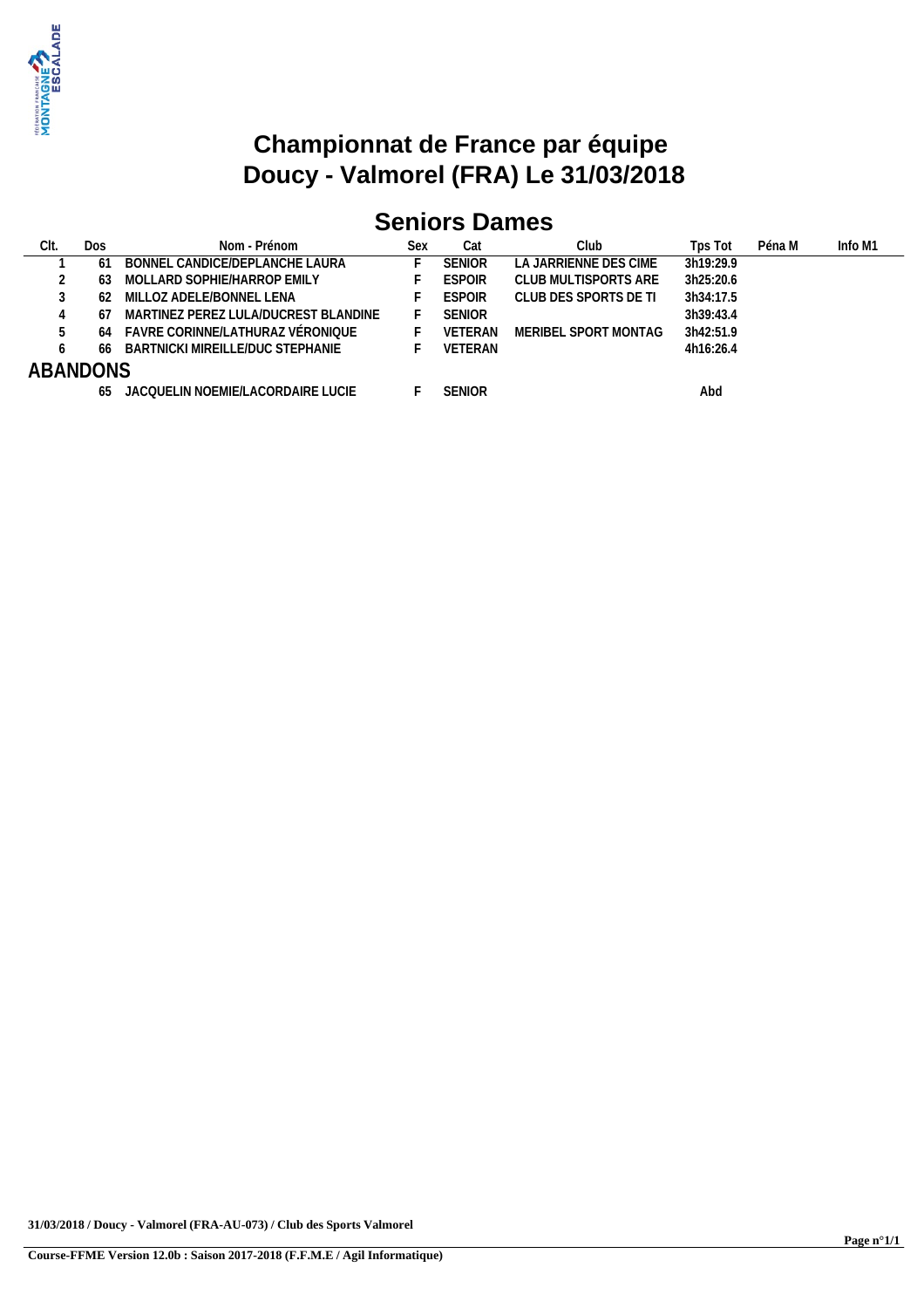# Championnat de France par équipe
# Doucy - Valmorel (FRA) Le 31/03/2018

## Seniors Dames

| Clt. | Dos | Nom - Prénom | Sex | Cat | Club | Tps Tot | Péna M | Info M1 |
|---|---|---|---|---|---|---|---|---|
| 1 | 61 | BONNEL CANDICE/DEPLANCHE LAURA | F | SENIOR | LA JARRIENNE DES CIME | 3h19:29.9 | | |
| 2 | 63 | MOLLARD SOPHIE/HARROP EMILY | F | ESPOIR | CLUB MULTISPORTS ARE | 3h25:20.6 | | |
| 3 | 62 | MILLOZ ADELE/BONNEL LENA | F | ESPOIR | CLUB DES SPORTS DE TI | 3h34:17.5 | | |
| 4 | 67 | MARTINEZ PEREZ LULA/DUCREST BLANDINE | F | SENIOR | | 3h39:43.4 | | |
| 5 | 64 | FAVRE CORINNE/LATHURAZ VÉRONIQUE | F | VETERAN | MERIBEL SPORT MONTAG | 3h42:51.9 | | |
| 6 | 66 | BARTNICKI MIREILLE/DUC STEPHANIE | F | VETERAN | | 4h16:26.4 | | |
| **ABANDONS** | | | | | | | | |
| | 65 | JACQUELIN NOEMIE/LACORDAIRE LUCIE | F | SENIOR | | Abd | | |

**31/03/2018 / Doucy - Valmorel (FRA-AU-073) / Club des Sports Valmorel**

**Course-FFME Version 12.0b : Saison 2017-2018 (F.F.M.E / Agil Informatique)**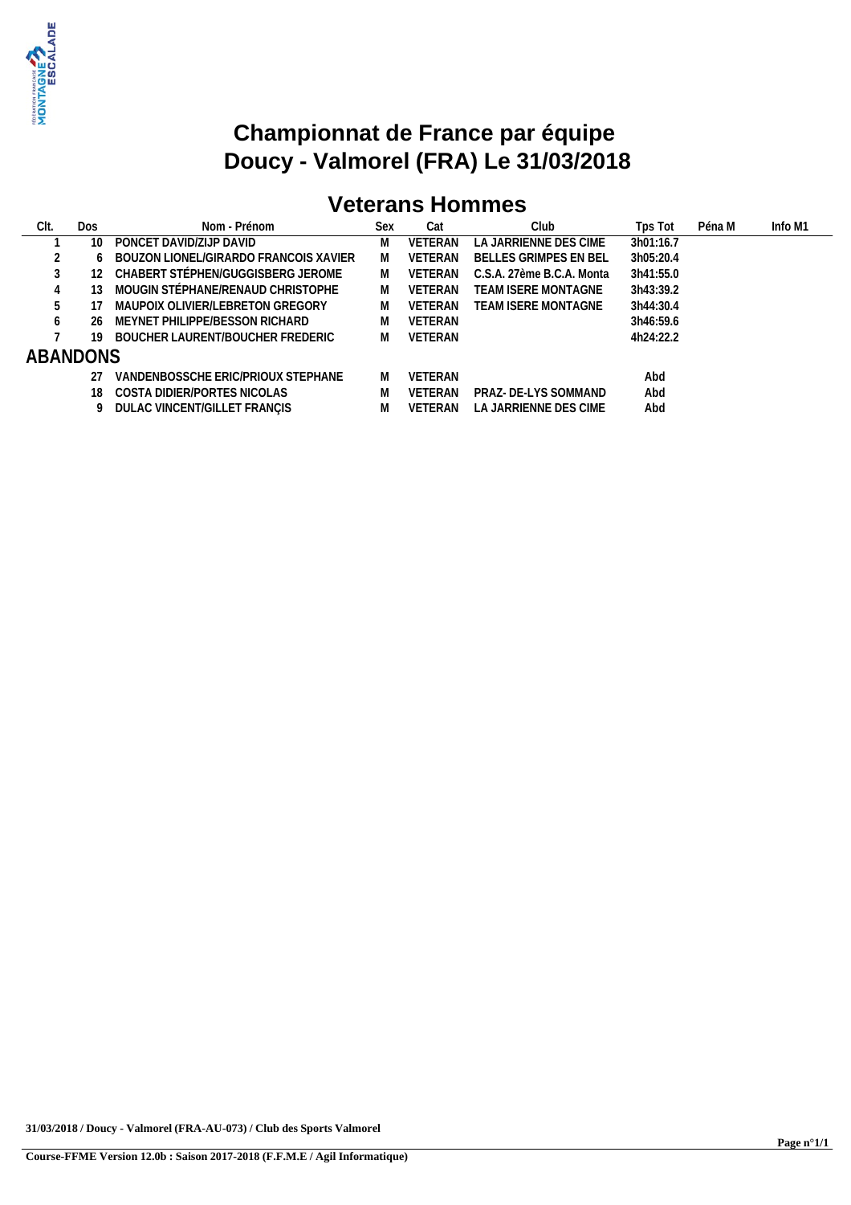# Championnat de France par équipe
# Doucy - Valmorel (FRA) Le 31/03/2018

## Veterans Hommes

| Clt. | Dos | Nom - Prénom | Sex | Cat | Club | Tps Tot | Péna M | Info M1 |
|---|---|---|---|---|---|---|---|---|
| 1 | 10 | PONCET DAVID/ZIJP DAVID | M | VETERAN | LA JARRIENNE DES CIME | 3h01:16.7 | | |
| 2 | 6 | BOUZON LIONEL/GIRARDO FRANCOIS XAVIER | M | VETERAN | BELLES GRIMPES EN BEL | 3h05:20.4 | | |
| 3 | 12 | CHABERT STÉPHEN/GUGGISBERG JEROME | M | VETERAN | C.S.A. 27ème B.C.A. Monta | 3h41:55.0 | | |
| 4 | 13 | MOUGIN STÉPHANE/RENAUD CHRISTOPHE | M | VETERAN | TEAM ISERE MONTAGNE | 3h43:39.2 | | |
| 5 | 17 | MAUPOIX OLIVIER/LEBRETON GREGORY | M | VETERAN | TEAM ISERE MONTAGNE | 3h44:30.4 | | |
| 6 | 26 | MEYNET PHILIPPE/BESSON RICHARD | M | VETERAN | | 3h46:59.6 | | |
| 7 | 19 | BOUCHER LAURENT/BOUCHER FREDERIC | M | VETERAN | | 4h24:22.2 | | |
| **ABANDONS** | | | | | | | | |
| | 27 | VANDENBOSSCHE ERIC/PRIOUX STEPHANE | M | VETERAN | | Abd | | |
| | 18 | COSTA DIDIER/PORTES NICOLAS | M | VETERAN | PRAZ- DE-LYS SOMMAND | Abd | | |
| | 9 | DULAC VINCENT/GILLET FRANÇIS | M | VETERAN | LA JARRIENNE DES CIME | Abd | | |

**31/03/2018 / Doucy - Valmorel (FRA-AU-073) / Club des Sports Valmorel**

**Course-FFME Version 12.0b : Saison 2017-2018 (F.F.M.E / Agil Informatique)**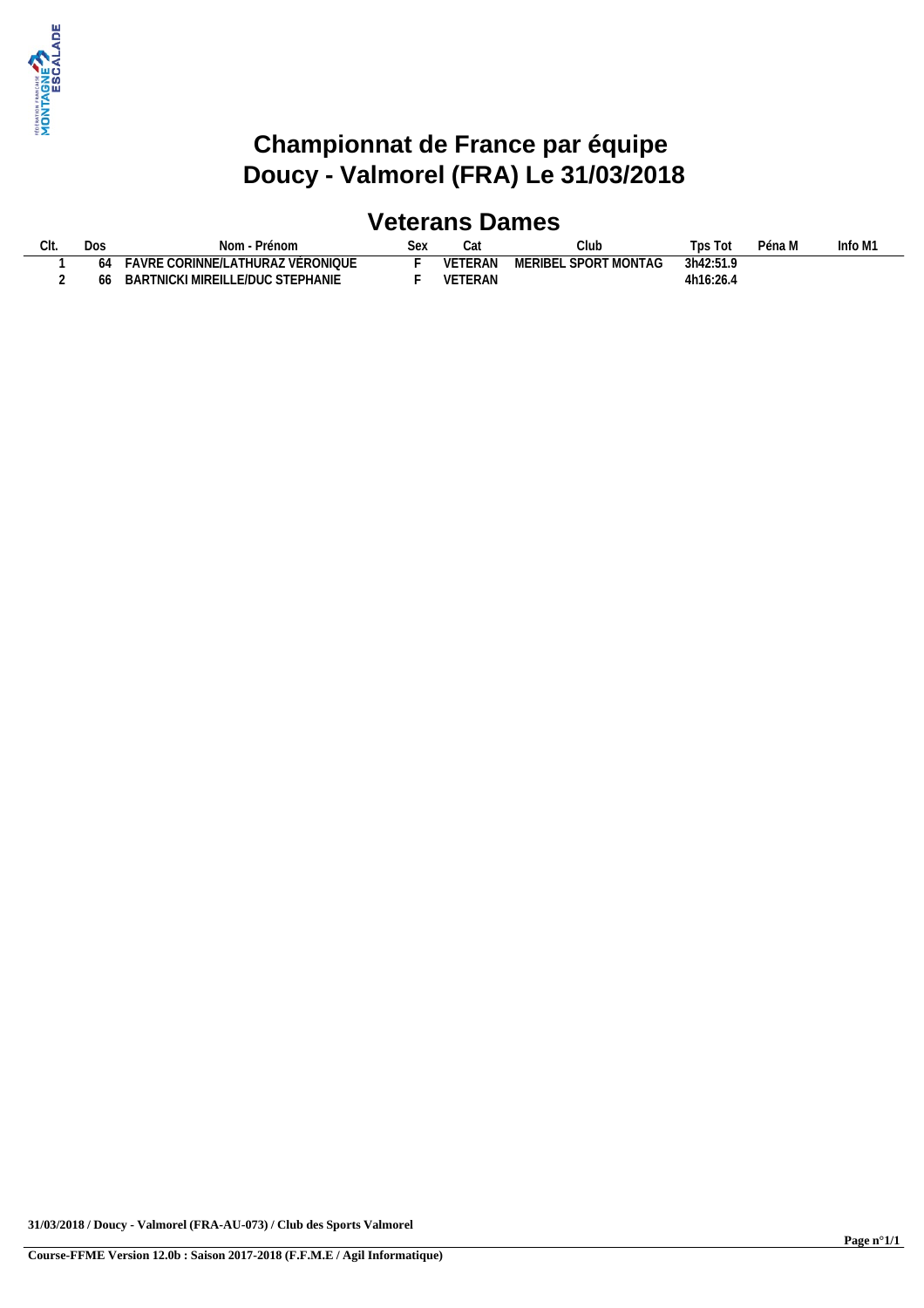# Championnat de France par équipe
# Doucy - Valmorel (FRA) Le 31/03/2018

## Veterans Dames

| Clt. | Dos | Nom - Prénom | Sex | Cat | Club | Tps Tot | Péna M | Info M1 |
|---|---|---|---|---|---|---|---|---|
| 1 | 64 | FAVRE CORINNE/LATHURAZ VÉRONIQUE | F | VETERAN | MERIBEL SPORT MONTAG | 3h42:51.9 | | |
| 2 | 66 | BARTNICKI MIREILLE/DUC STEPHANIE | F | VETERAN | | 4h16:26.4 | | |

**31/03/2018 / Doucy - Valmorel (FRA-AU-073) / Club des Sports Valmorel**

**Course-FFME Version 12.0b : Saison 2017-2018 (F.F.M.E / Agil Informatique)**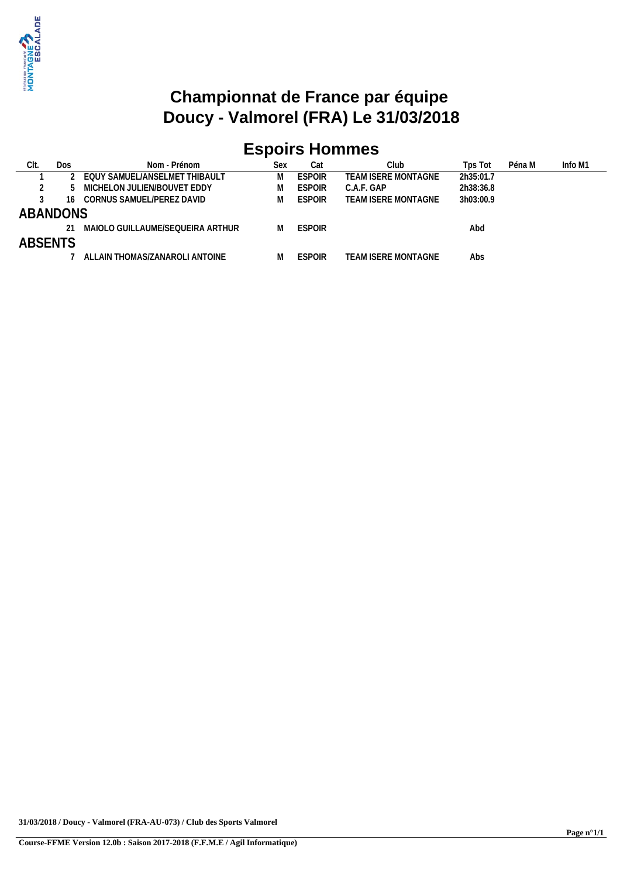# Championnat de France par équipe
# Doucy - Valmorel (FRA) Le 31/03/2018

## Espoirs Hommes

| Clt. | Dos | Nom - Prénom | Sex | Cat | Club | Tps Tot | Péna M | Info M1 |
|---|---|---|---|---|---|---|---|---|
| 1 | 2 | EQUY SAMUEL/ANSELMET THIBAULT | M | ESPOIR | TEAM ISERE MONTAGNE | 2h35:01.7 | | |
| 2 | 5 | MICHELON JULIEN/BOUVET EDDY | M | ESPOIR | C.A.F. GAP | 2h38:36.8 | | |
| 3 | 16 | CORNUS SAMUEL/PEREZ DAVID | M | ESPOIR | TEAM ISERE MONTAGNE | 3h03:00.9 | | |
| **ABANDONS** | | | | | | | | |
| | 21 | MAIOLO GUILLAUME/SEQUEIRA ARTHUR | M | ESPOIR | | Abd | | |
| **ABSENTS** | | | | | | | | |
| | 7 | ALLAIN THOMAS/ZANAROLI ANTOINE | M | ESPOIR | TEAM ISERE MONTAGNE | Abs | | |

**31/03/2018 / Doucy - Valmorel (FRA-AU-073) / Club des Sports Valmorel**

**Course-FFME Version 12.0b : Saison 2017-2018 (F.F.M.E / Agil Informatique)**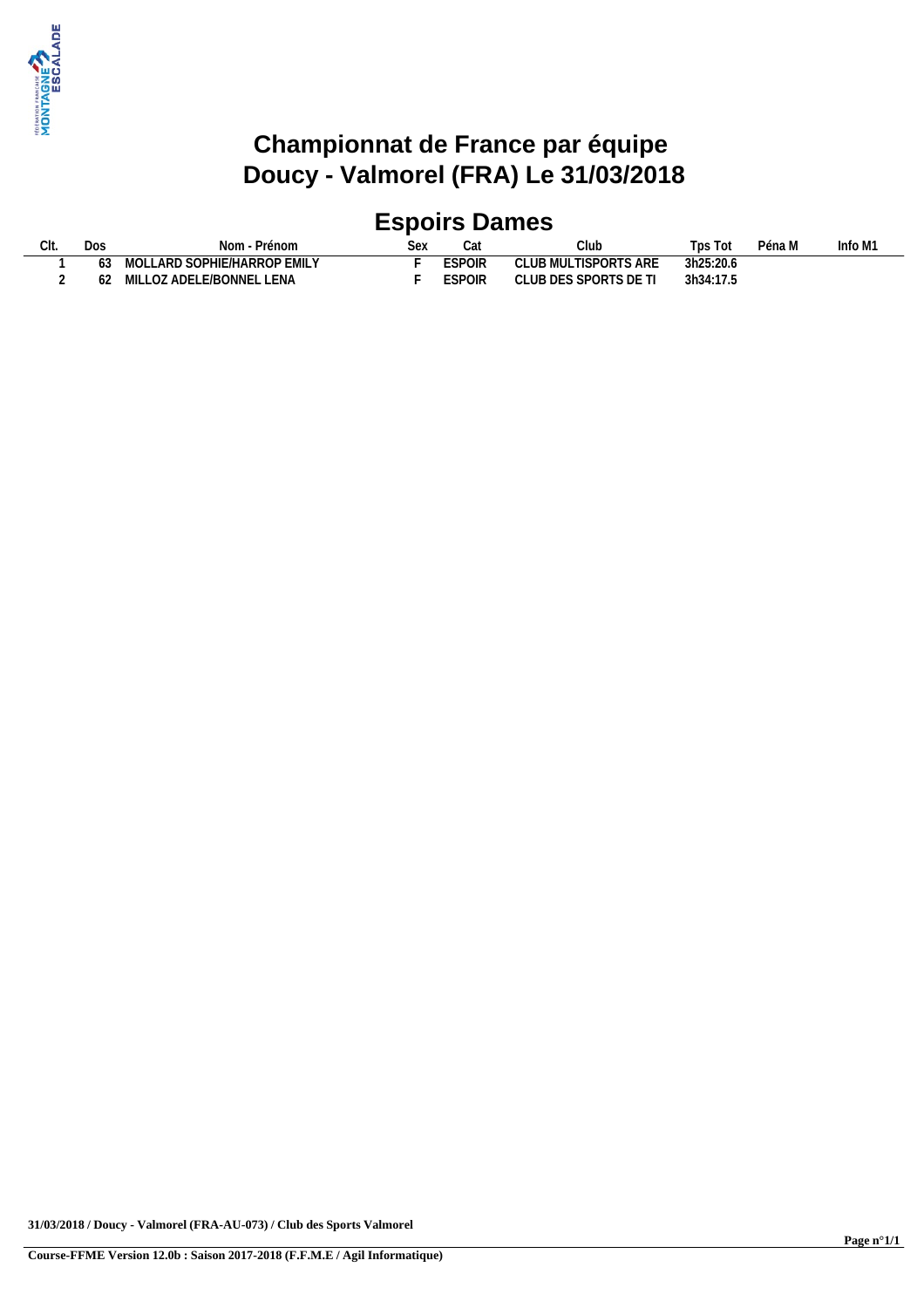# Championnat de France par équipe
# Doucy - Valmorel (FRA) Le 31/03/2018

## Espoirs Dames

| Clt. | Dos | Nom - Prénom | Sex | Cat | Club | Tps Tot | Péna M | Info M1 |
|---|---|---|---|---|---|---|---|---|
| 1 | 63 | MOLLARD SOPHIE/HARROP EMILY | F | ESPOIR | CLUB MULTISPORTS ARE | 3h25:20.6 | | |
| 2 | 62 | MILLOZ ADELE/BONNEL LENA | F | ESPOIR | CLUB DES SPORTS DE TI | 3h34:17.5 | | |

31/03/2018 / Doucy - Valmorel (FRA-AU-073) / Club des Sports Valmorel

Course-FFME Version 12.0b : Saison 2017-2018 (F.F.M.E / Agil Informatique)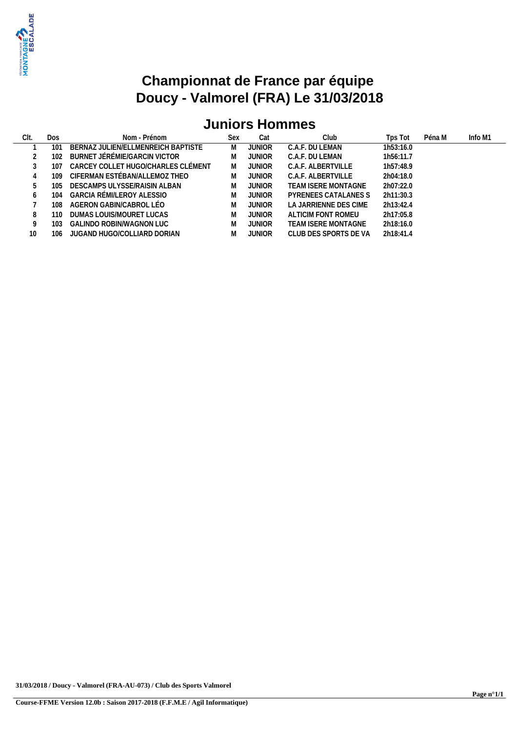# Championnat de France par équipe
# Doucy - Valmorel (FRA) Le 31/03/2018

## Juniors Hommes

| Clt. | Dos | Nom - Prénom | Sex | Cat | Club | Tps Tot | Péna M | Info M1 |
|---|---|---|---|---|---|---|---|---|
| 1 | 101 | BERNAZ JULIEN/ELLMENREICH BAPTISTE | M | JUNIOR | C.A.F. DU LEMAN | 1h53:16.0 | | |
| 2 | 102 | BURNET JÉRÉMIE/GARCIN VICTOR | M | JUNIOR | C.A.F. DU LEMAN | 1h56:11.7 | | |
| 3 | 107 | CARCEY COLLET HUGO/CHARLES CLÉMENT | M | JUNIOR | C.A.F. ALBERTVILLE | 1h57:48.9 | | |
| 4 | 109 | CIFERMAN ESTÉBAN/ALLEMOZ THEO | M | JUNIOR | C.A.F. ALBERTVILLE | 2h04:18.0 | | |
| 5 | 105 | DESCAMPS ULYSSE/RAISIN ALBAN | M | JUNIOR | TEAM ISERE MONTAGNE | 2h07:22.0 | | |
| 6 | 104 | GARCIA RÉMI/LEROY ALESSIO | M | JUNIOR | PYRENEES CATALANES S | 2h11:30.3 | | |
| 7 | 108 | AGERON GABIN/CABROL LÉO | M | JUNIOR | LA JARRIENNE DES CIME | 2h13:42.4 | | |
| 8 | 110 | DUMAS LOUIS/MOURET LUCAS | M | JUNIOR | ALTICIM FONT ROMEU | 2h17:05.8 | | |
| 9 | 103 | GALINDO ROBIN/WAGNON LUC | M | JUNIOR | TEAM ISERE MONTAGNE | 2h18:16.0 | | |
| 10 | 106 | JUGAND HUGO/COLLIARD DORIAN | M | JUNIOR | CLUB DES SPORTS DE VA | 2h18:41.4 | | |

**31/03/2018 / Doucy - Valmorel (FRA-AU-073) / Club des Sports Valmorel**

**Course-FFME Version 12.0b : Saison 2017-2018 (F.F.M.E / Agil Informatique)**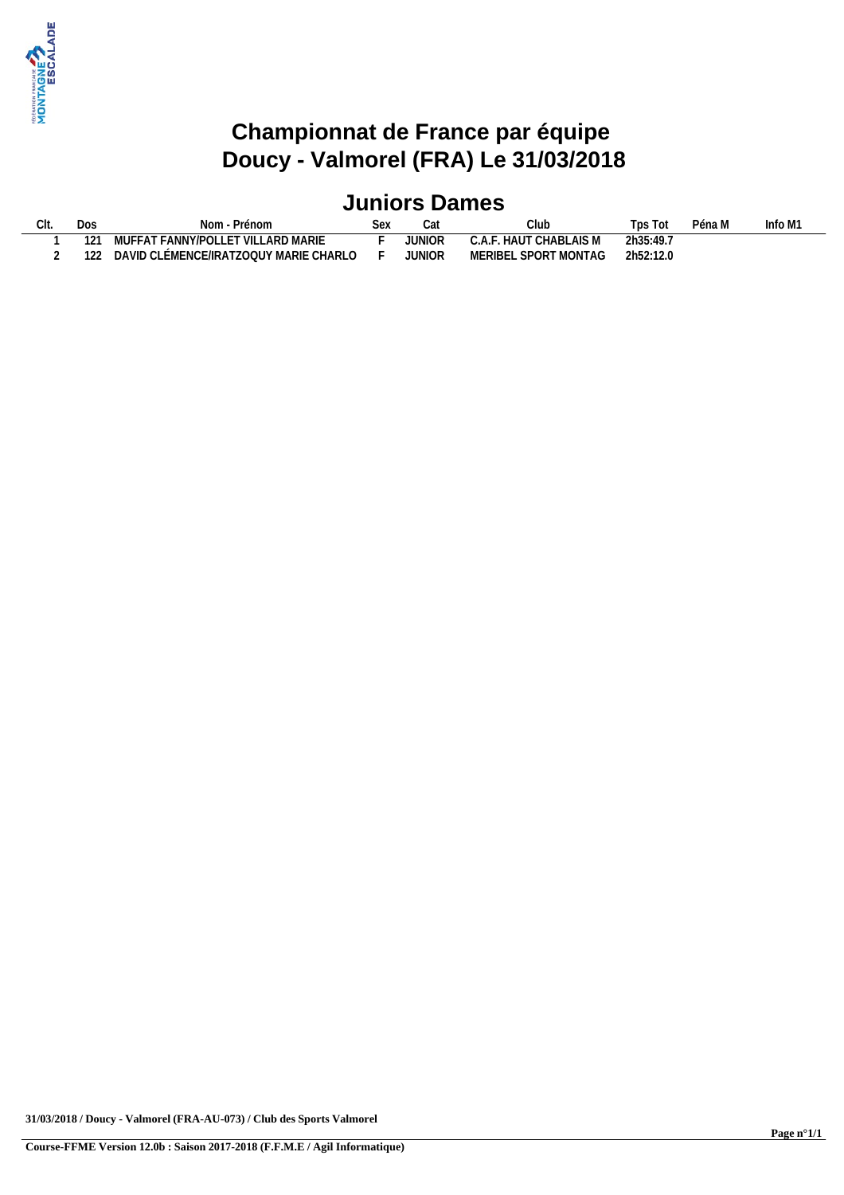# Championnat de France par équipe
# Doucy - Valmorel (FRA) Le 31/03/2018

## Juniors Dames

| Clt. | Dos | Nom - Prénom | Sex | Cat | Club | Tps Tot | Péna M | Info M1 |
|---|---|---|---|---|---|---|---|---|
| 1 | 121 | MUFFAT FANNY/POLLET VILLARD MARIE | F | JUNIOR | C.A.F. HAUT CHABLAIS M | 2h35:49.7 | | |
| 2 | 122 | DAVID CLÉMENCE/IRATZOQUY MARIE CHARLO | F | JUNIOR | MERIBEL SPORT MONTAG | 2h52:12.0 | | |

**31/03/2018 / Doucy - Valmorel (FRA-AU-073) / Club des Sports Valmorel**

**Course-FFME Version 12.0b : Saison 2017-2018 (F.F.M.E / Agil Informatique)**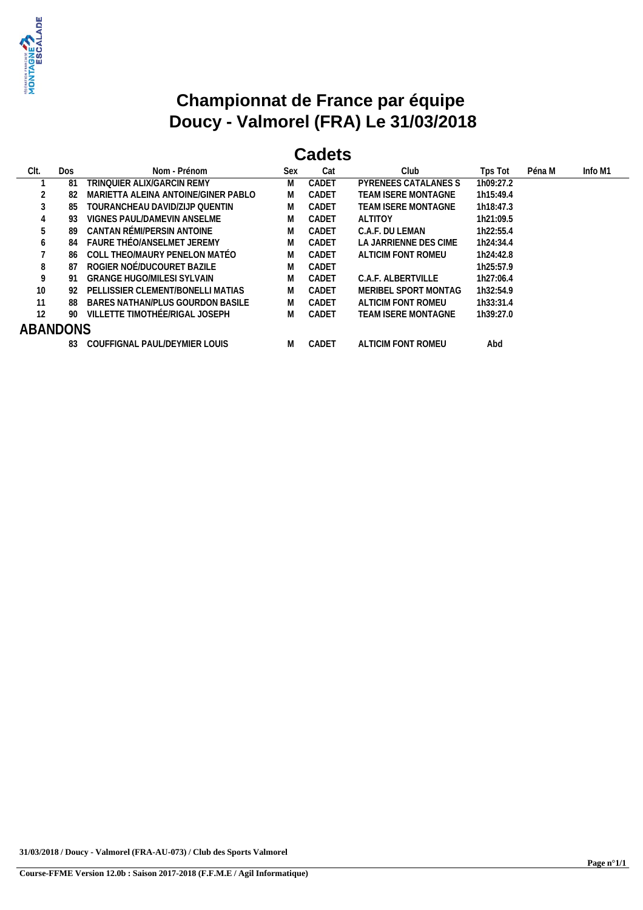# Championnat de France par équipe
# Doucy - Valmorel (FRA) Le 31/03/2018

## Cadets

| Clt. | Dos | Nom - Prénom | Sex | Cat | Club | Tps Tot | Péna M | Info M1 |
|---|---|---|---|---|---|---|---|---|
| 1 | 81 | TRINQUIER ALIX/GARCIN REMY | M | CADET | PYRENEES CATALANES S | 1h09:27.2 | | |
| 2 | 82 | MARIETTA ALEINA ANTOINE/GINER PABLO | M | CADET | TEAM ISERE MONTAGNE | 1h15:49.4 | | |
| 3 | 85 | TOURANCHEAU DAVID/ZIJP QUENTIN | M | CADET | TEAM ISERE MONTAGNE | 1h18:47.3 | | |
| 4 | 93 | VIGNES PAUL/DAMEVIN ANSELME | M | CADET | ALTITOY | 1h21:09.5 | | |
| 5 | 89 | CANTAN RÉMI/PERSIN ANTOINE | M | CADET | C.A.F. DU LEMAN | 1h22:55.4 | | |
| 6 | 84 | FAURE THÉO/ANSELMET JEREMY | M | CADET | LA JARRIENNE DES CIME | 1h24:34.4 | | |
| 7 | 86 | COLL THEO/MAURY PENELON MATÉO | M | CADET | ALTICIM FONT ROMEU | 1h24:42.8 | | |
| 8 | 87 | ROGIER NOÉ/DUCOURET BAZILE | M | CADET | | 1h25:57.9 | | |
| 9 | 91 | GRANGE HUGO/MILESI SYLVAIN | M | CADET | C.A.F. ALBERTVILLE | 1h27:06.4 | | |
| 10 | 92 | PELLISSIER CLEMENT/BONELLI MATIAS | M | CADET | MERIBEL SPORT MONTAG | 1h32:54.9 | | |
| 11 | 88 | BARES NATHAN/PLUS GOURDON BASILE | M | CADET | ALTICIM FONT ROMEU | 1h33:31.4 | | |
| 12 | 90 | VILLETTE TIMOTHÉE/RIGAL JOSEPH | M | CADET | TEAM ISERE MONTAGNE | 1h39:27.0 | | |
| **ABANDONS** | | | | | | | | |
| | 83 | COUFFIGNAL PAUL/DEYMIER LOUIS | M | CADET | ALTICIM FONT ROMEU | Abd | | |

**31/03/2018 / Doucy - Valmorel (FRA-AU-073) / Club des Sports Valmorel**

**Course-FFME Version 12.0b : Saison 2017-2018 (F.F.M.E / Agil Informatique)**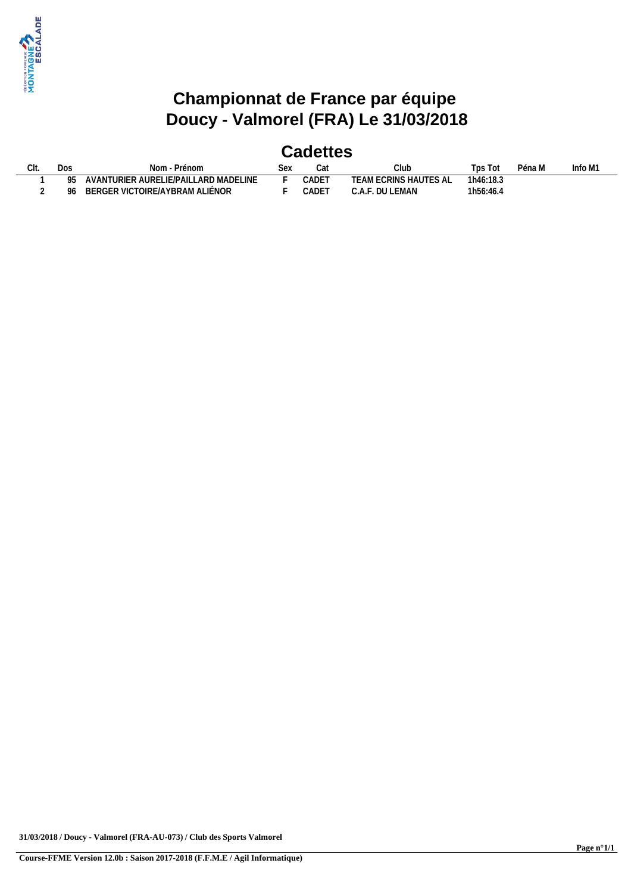# Championnat de France par équipe
# Doucy - Valmorel (FRA) Le 31/03/2018

## Cadettes

| Clt. | Dos | Nom - Prénom | Sex | Cat | Club | Tps Tot | Péna M | Info M1 |
|---|---|---|---|---|---|---|---|---|
| 1 | 95 | AVANTURIER AURELIE/PAILLARD MADELINE | F | CADET | TEAM ECRINS HAUTES AL | 1h46:18.3 | | |
| 2 | 96 | BERGER VICTOIRE/AYBRAM ALIÉNOR | F | CADET | C.A.F. DU LEMAN | 1h56:46.4 | | |

31/03/2018 / Doucy - Valmorel (FRA-AU-073) / Club des Sports Valmorel

Course-FFME Version 12.0b : Saison 2017-2018 (F.F.M.E / Agil Informatique)